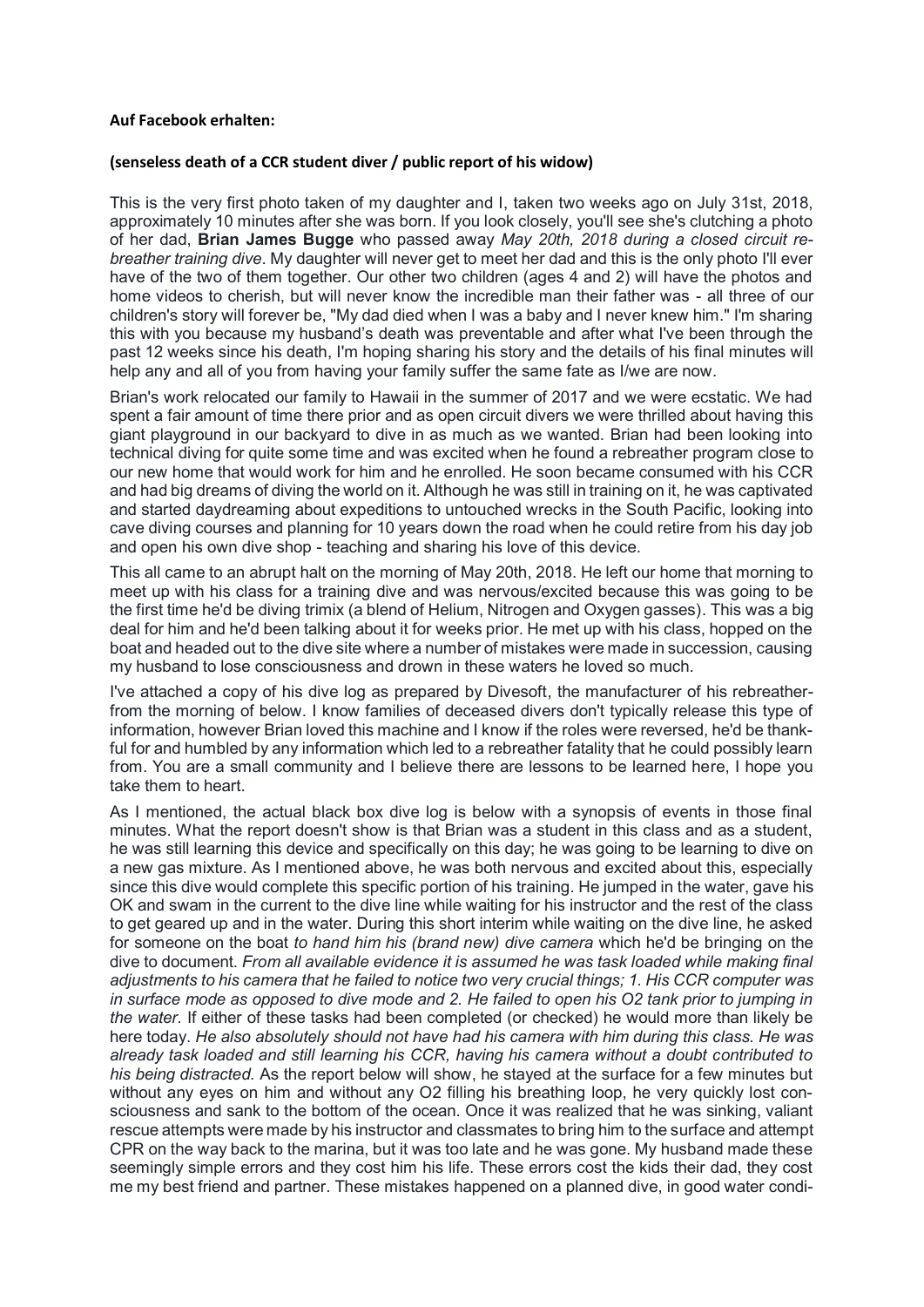**Auf Facebook erhalten:**

**(senseless death of a CCR student diver / public report of his widow)**

This is the very first photo taken of my daughter and I, taken two weeks ago on July 31st, 2018, approximately 10 minutes after she was born. If you look closely, you'll see she's clutching a photo of her dad, **Brian James Bugge** who passed away *May 20th, 2018 during a closed circuit rebreather training dive*. My daughter will never get to meet her dad and this is the only photo I'll ever have of the two of them together. Our other two children (ages 4 and 2) will have the photos and home videos to cherish, but will never know the incredible man their father was - all three of our children's story will forever be, "My dad died when I was a baby and I never knew him." I'm sharing this with you because my husband's death was preventable and after what I've been through the past 12 weeks since his death, I'm hoping sharing his story and the details of his final minutes will help any and all of you from having your family suffer the same fate as I/we are now.

Brian's work relocated our family to Hawaii in the summer of 2017 and we were ecstatic. We had spent a fair amount of time there prior and as open circuit divers we were thrilled about having this giant playground in our backyard to dive in as much as we wanted. Brian had been looking into technical diving for quite some time and was excited when he found a rebreather program close to our new home that would work for him and he enrolled. He soon became consumed with his CCR and had big dreams of diving the world on it. Although he was still in training on it, he was captivated and started daydreaming about expeditions to untouched wrecks in the South Pacific, looking into cave diving courses and planning for 10 years down the road when he could retire from his day job and open his own dive shop - teaching and sharing his love of this device.

This all came to an abrupt halt on the morning of May 20th, 2018. He left our home that morning to meet up with his class for a training dive and was nervous/excited because this was going to be the first time he'd be diving trimix (a blend of Helium, Nitrogen and Oxygen gasses). This was a big deal for him and he'd been talking about it for weeks prior. He met up with his class, hopped on the boat and headed out to the dive site where a number of mistakes were made in succession, causing my husband to lose consciousness and drown in these waters he loved so much.

I've attached a copy of his dive log as prepared by Divesoft, the manufacturer of his rebreather- from the morning of below. I know families of deceased divers don't typically release this type of information, however Brian loved this machine and I know if the roles were reversed, he'd be thankful for and humbled by any information which led to a rebreather fatality that he could possibly learn from. You are a small community and I believe there are lessons to be learned here, I hope you take them to heart.

As I mentioned, the actual black box dive log is below with a synopsis of events in those final minutes. What the report doesn't show is that Brian was a student in this class and as a student, he was still learning this device and specifically on this day; he was going to be learning to dive on a new gas mixture. As I mentioned above, he was both nervous and excited about this, especially since this dive would complete this specific portion of his training. He jumped in the water, gave his OK and swam in the current to the dive line while waiting for his instructor and the rest of the class to get geared up and in the water. During this short interim while waiting on the dive line, he asked for someone on the boat *to hand him his (brand new) dive camera* which he'd be bringing on the dive to document. *From all available evidence it is assumed he was task loaded while making final adjustments to his camera that he failed to notice two very crucial things; 1. His CCR computer was in surface mode as opposed to dive mode and 2. He failed to open his O2 tank prior to jumping in the water.* If either of these tasks had been completed (or checked) he would more than likely be here today. *He also absolutely should not have had his camera with him during this class. He was already task loaded and still learning his CCR, having his camera without a doubt contributed to his being distracted.* As the report below will show, he stayed at the surface for a few minutes but without any eyes on him and without any O2 filling his breathing loop, he very quickly lost consciousness and sank to the bottom of the ocean. Once it was realized that he was sinking, valiant rescue attempts were made by his instructor and classmates to bring him to the surface and attempt CPR on the way back to the marina, but it was too late and he was gone. My husband made these seemingly simple errors and they cost him his life. These errors cost the kids their dad, they cost me my best friend and partner. These mistakes happened on a planned dive, in good water condi-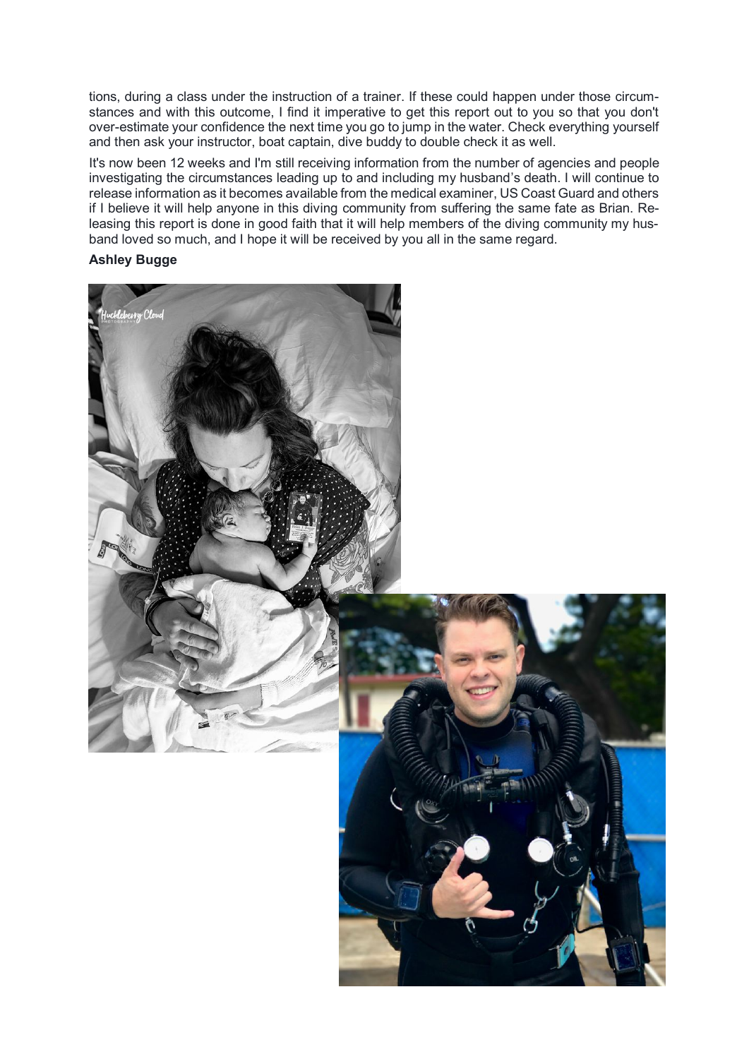tions, during a class under the instruction of a trainer. If these could happen under those circumstances and with this outcome, I find it imperative to get this report out to you so that you don't over-estimate your confidence the next time you go to jump in the water. Check everything yourself and then ask your instructor, boat captain, dive buddy to double check it as well.

It's now been 12 weeks and I'm still receiving information from the number of agencies and people investigating the circumstances leading up to and including my husband's death. I will continue to release information as it becomes available from the medical examiner, US Coast Guard and others if I believe it will help anyone in this diving community from suffering the same fate as Brian. Releasing this report is done in good faith that it will help members of the diving community my husband loved so much, and I hope it will be received by you all in the same regard.

**Ashley Bugge**